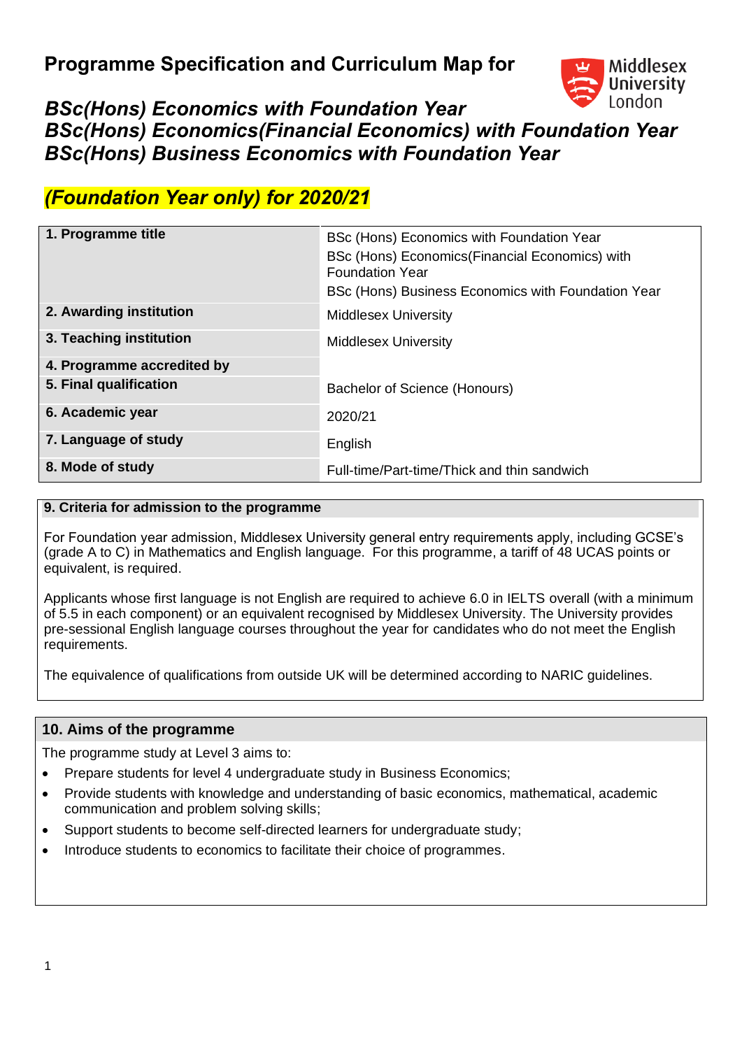# Programme Specification and Curriculum Map for

## *BSc(Hons) Economics with Foundation Year*
## *BSc(Hons) Economics(Financial Economics) with Foundation Year*
## *BSc(Hons) Business Economics with Foundation Year*

## *(Foundation Year only) for 2020/21*

| | |
|---|---|
| **1. Programme title** | BSc (Hons) Economics with Foundation Year<br>BSc (Hons) Economics(Financial Economics) with Foundation Year<br>BSc (Hons) Business Economics with Foundation Year |
| **2. Awarding institution** | Middlesex University |
| **3. Teaching institution** | Middlesex University |
| **4. Programme accredited by** | |
| **5. Final qualification** | Bachelor of Science (Honours) |
| **6. Academic year** | 2020/21 |
| **7. Language of study** | English |
| **8. Mode of study** | Full-time/Part-time/Thick and thin sandwich |

### 9. Criteria for admission to the programme

For Foundation year admission, Middlesex University general entry requirements apply, including GCSE's (grade A to C) in Mathematics and English language. For this programme, a tariff of 48 UCAS points or equivalent, is required.

Applicants whose first language is not English are required to achieve 6.0 in IELTS overall (with a minimum of 5.5 in each component) or an equivalent recognised by Middlesex University. The University provides pre-sessional English language courses throughout the year for candidates who do not meet the English requirements.

The equivalence of qualifications from outside UK will be determined according to NARIC guidelines.

### 10. Aims of the programme

The programme study at Level 3 aims to:

- Prepare students for level 4 undergraduate study in Business Economics;
- Provide students with knowledge and understanding of basic economics, mathematical, academic communication and problem solving skills;
- Support students to become self-directed learners for undergraduate study;
- Introduce students to economics to facilitate their choice of programmes.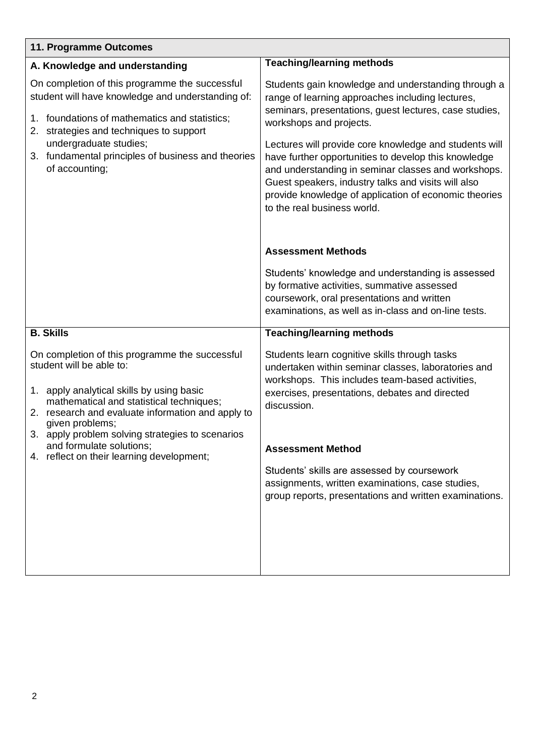| 11. Programme Outcomes | |
|---|---|
| **A. Knowledge and understanding**<br><br>On completion of this programme the successful student will have knowledge and understanding of:<br><br>1. foundations of mathematics and statistics;<br>2. strategies and techniques to support undergraduate studies;<br>3. fundamental principles of business and theories of accounting; | **Teaching/learning methods**<br><br>Students gain knowledge and understanding through a range of learning approaches including lectures, seminars, presentations, guest lectures, case studies, workshops and projects.<br><br>Lectures will provide core knowledge and students will have further opportunities to develop this knowledge and understanding in seminar classes and workshops. Guest speakers, industry talks and visits will also provide knowledge of application of economic theories to the real business world.<br><br>**Assessment Methods**<br><br>Students' knowledge and understanding is assessed by formative activities, summative assessed coursework, oral presentations and written examinations, as well as in-class and on-line tests. |
| **B. Skills**<br><br>On completion of this programme the successful student will be able to:<br><br>1. apply analytical skills by using basic mathematical and statistical techniques;<br>2. research and evaluate information and apply to given problems;<br>3. apply problem solving strategies to scenarios and formulate solutions;<br>4. reflect on their learning development; | **Teaching/learning methods**<br><br>Students learn cognitive skills through tasks undertaken within seminar classes, laboratories and workshops. This includes team-based activities, exercises, presentations, debates and directed discussion.<br><br>**Assessment Method**<br><br>Students' skills are assessed by coursework assignments, written examinations, case studies, group reports, presentations and written examinations. |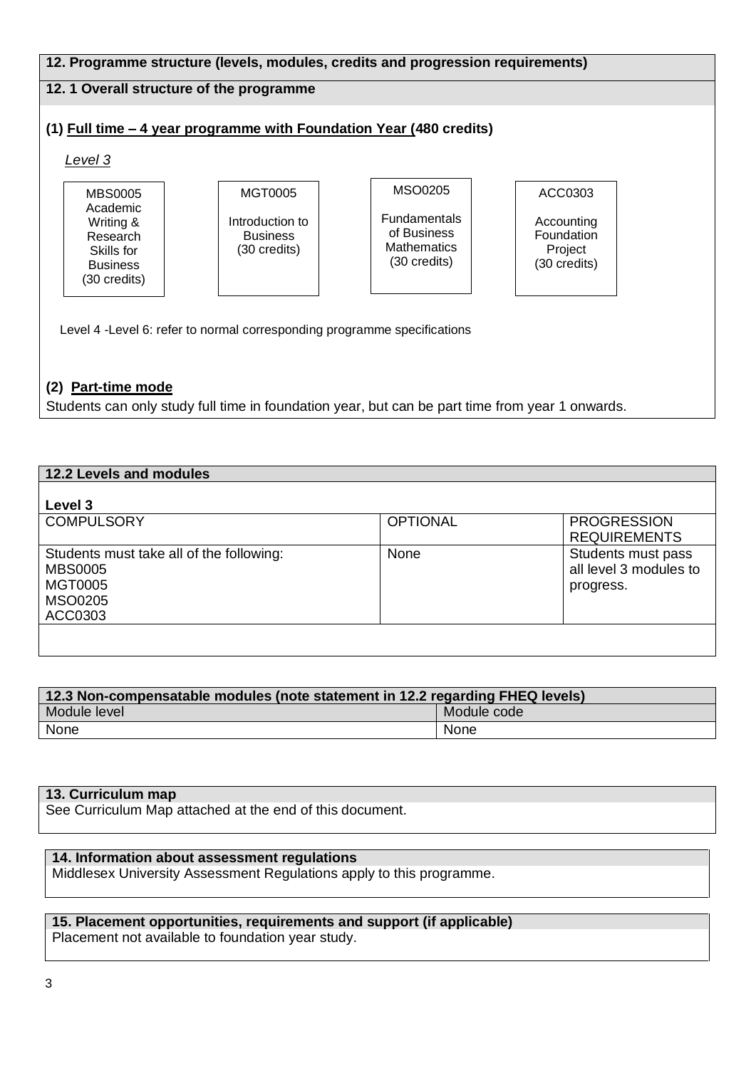## 12. Programme structure (levels, modules, credits and progression requirements)

### 12. 1 Overall structure of the programme

**(1) Full time – 4 year programme with Foundation Year (480 credits)**

*Level 3*

| MBS0005 Academic Writing & Research Skills for Business (30 credits) | MGT0005 Introduction to Business (30 credits) | MSO0205 Fundamentals of Business Mathematics (30 credits) | ACC0303 Accounting Foundation Project (30 credits) |
|---|---|---|---|

Level 4 -Level 6: refer to normal corresponding programme specifications

**(2) Part-time mode**

Students can only study full time in foundation year, but can be part time from year 1 onwards.

### 12.2 Levels and modules

**Level 3**

| COMPULSORY | OPTIONAL | PROGRESSION REQUIREMENTS |
|---|---|---|
| Students must take all of the following:<br>MBS0005<br>MGT0005<br>MSO0205<br>ACC0303 | None | Students must pass all level 3 modules to progress. |

### 12.3 Non-compensatable modules (note statement in 12.2 regarding FHEQ levels)

| Module level | Module code |
|---|---|
| None | None |

### 13. Curriculum map

See Curriculum Map attached at the end of this document.

### 14. Information about assessment regulations

Middlesex University Assessment Regulations apply to this programme.

### 15. Placement opportunities, requirements and support (if applicable)

Placement not available to foundation year study.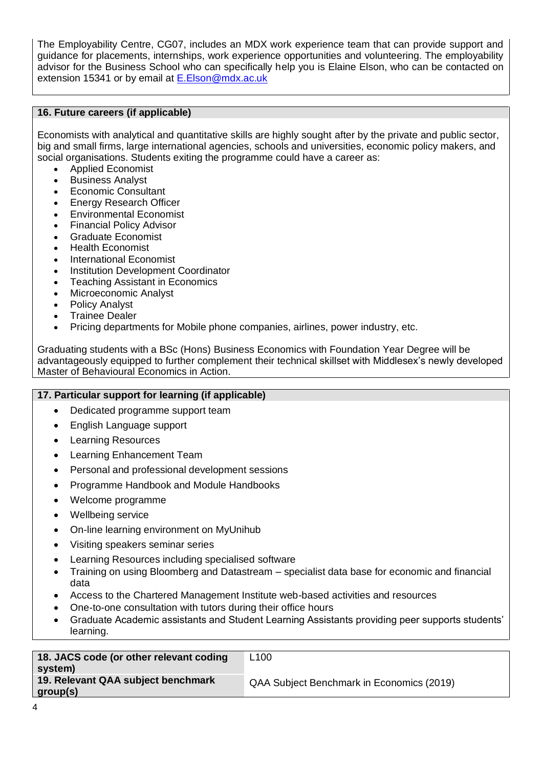The Employability Centre, CG07, includes an MDX work experience team that can provide support and guidance for placements, internships, work experience opportunities and volunteering. The employability advisor for the Business School who can specifically help you is Elaine Elson, who can be contacted on extension 15341 or by email at E.Elson@mdx.ac.uk

## 16. Future careers (if applicable)

Economists with analytical and quantitative skills are highly sought after by the private and public sector, big and small firms, large international agencies, schools and universities, economic policy makers, and social organisations. Students exiting the programme could have a career as:

- Applied Economist
- Business Analyst
- Economic Consultant
- Energy Research Officer
- Environmental Economist
- Financial Policy Advisor
- Graduate Economist
- Health Economist
- International Economist
- Institution Development Coordinator
- Teaching Assistant in Economics
- Microeconomic Analyst
- Policy Analyst
- Trainee Dealer
- Pricing departments for Mobile phone companies, airlines, power industry, etc.

Graduating students with a BSc (Hons) Business Economics with Foundation Year Degree will be advantageously equipped to further complement their technical skillset with Middlesex's newly developed Master of Behavioural Economics in Action.

## 17. Particular support for learning (if applicable)

- Dedicated programme support team
- English Language support
- Learning Resources
- Learning Enhancement Team
- Personal and professional development sessions
- Programme Handbook and Module Handbooks
- Welcome programme
- Wellbeing service
- On-line learning environment on MyUnihub
- Visiting speakers seminar series
- Learning Resources including specialised software
- Training on using Bloomberg and Datastream – specialist data base for economic and financial data
- Access to the Chartered Management Institute web-based activities and resources
- One-to-one consultation with tutors during their office hours
- Graduate Academic assistants and Student Learning Assistants providing peer supports students' learning.

| **18. JACS code (or other relevant coding system)** | L100 |
|---|---|
| **19. Relevant QAA subject benchmark group(s)** | QAA Subject Benchmark in Economics (2019) |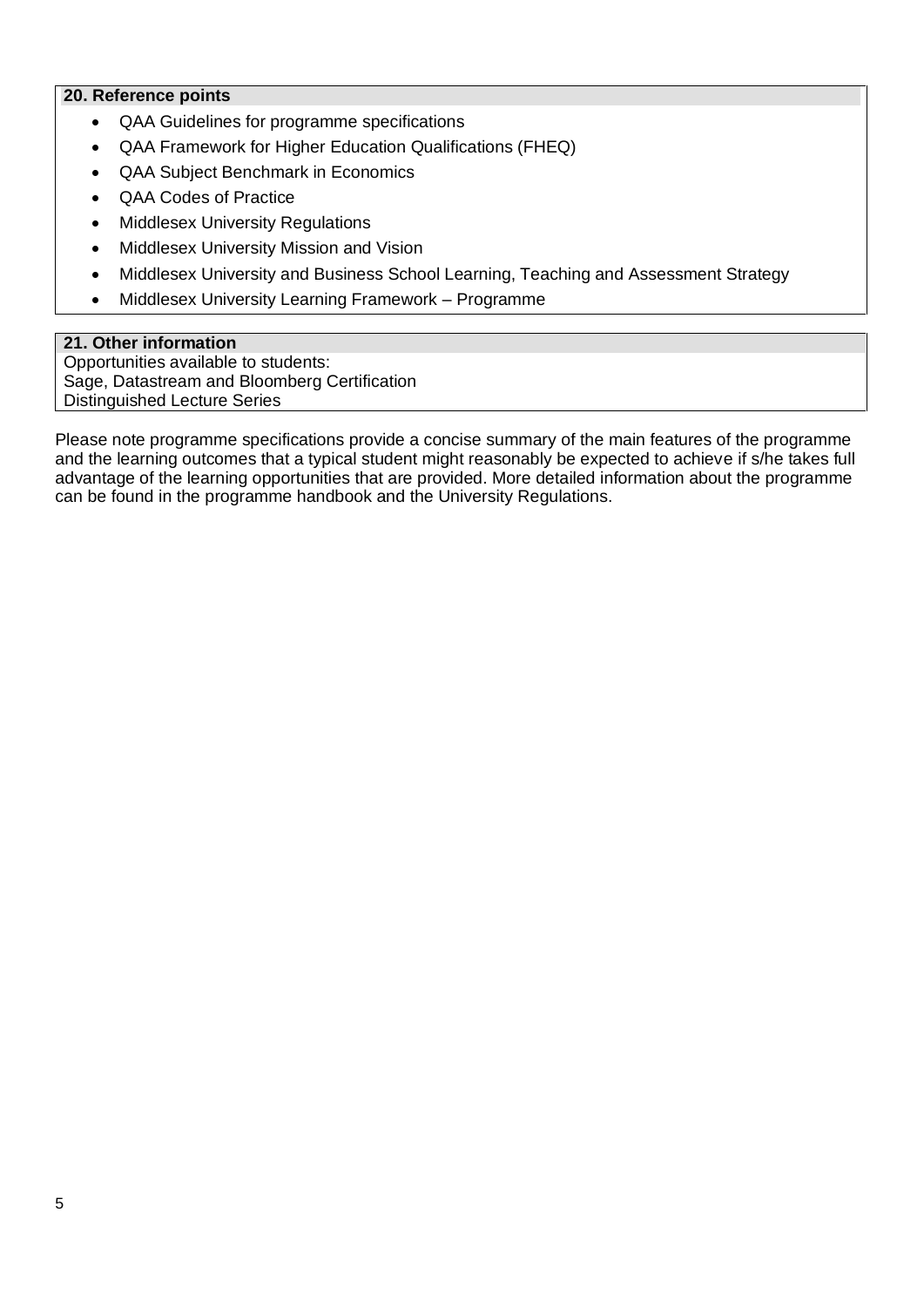## 20. Reference points

- QAA Guidelines for programme specifications
- QAA Framework for Higher Education Qualifications (FHEQ)
- QAA Subject Benchmark in Economics
- QAA Codes of Practice
- Middlesex University Regulations
- Middlesex University Mission and Vision
- Middlesex University and Business School Learning, Teaching and Assessment Strategy
- Middlesex University Learning Framework – Programme

## 21. Other information

Opportunities available to students:
Sage, Datastream and Bloomberg Certification
Distinguished Lecture Series

Please note programme specifications provide a concise summary of the main features of the programme and the learning outcomes that a typical student might reasonably be expected to achieve if s/he takes full advantage of the learning opportunities that are provided. More detailed information about the programme can be found in the programme handbook and the University Regulations.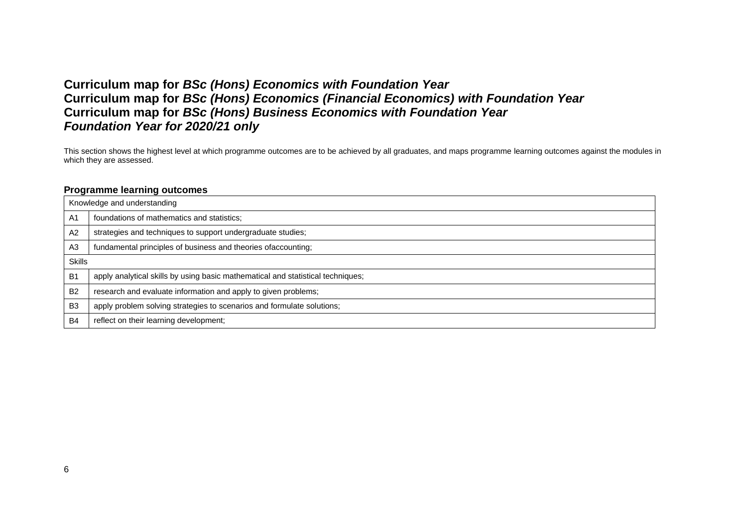# Curriculum map for *BSc (Hons) Economics with Foundation Year*
# Curriculum map for *BSc (Hons) Economics (Financial Economics) with Foundation Year*
# Curriculum map for *BSc (Hons) Business Economics with Foundation Year*
# *Foundation Year for 2020/21 only*

This section shows the highest level at which programme outcomes are to be achieved by all graduates, and maps programme learning outcomes against the modules in which they are assessed.

## Programme learning outcomes

| Knowledge and understanding | |
|---|---|
| A1 | foundations of mathematics and statistics; |
| A2 | strategies and techniques to support undergraduate studies; |
| A3 | fundamental principles of business and theories ofaccounting; |
| **Skills** | |
| B1 | apply analytical skills by using basic mathematical and statistical techniques; |
| B2 | research and evaluate information and apply to given problems; |
| B3 | apply problem solving strategies to scenarios and formulate solutions; |
| B4 | reflect on their learning development; |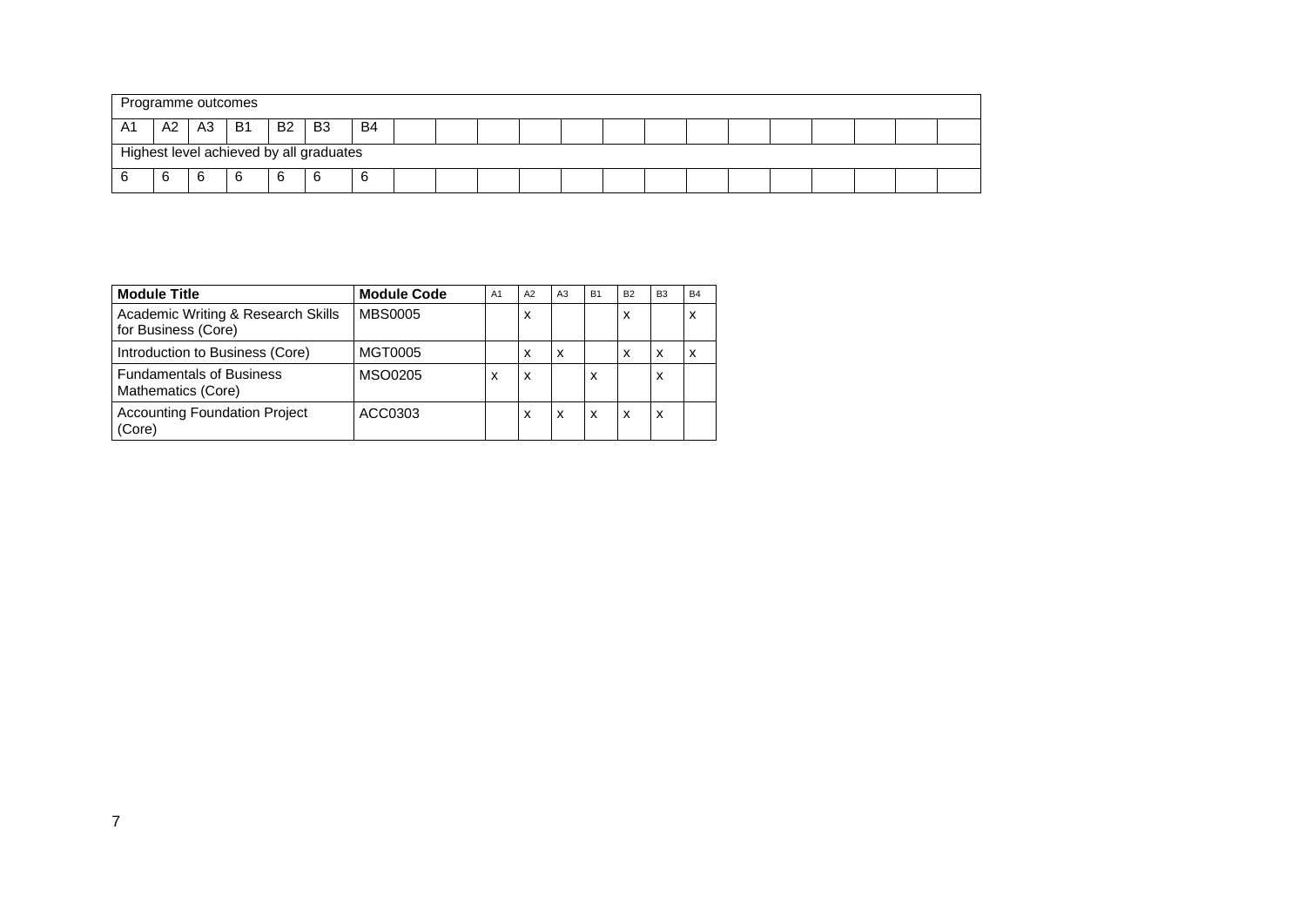| Programme outcomes | | | | | | | | | | | | | | | | | | | | |
|---|---|---|---|---|---|---|---|---|---|---|---|---|---|---|---|---|---|---|---|---|
| A1 | A2 | A3 | B1 | B2 | B3 | B4 | | | | | | | | | | | | | | |
| Highest level achieved by all graduates | | | | | | | | | | | | | | | | | | | | |
| 6 | 6 | 6 | 6 | 6 | 6 | 6 | | | | | | | | | | | | | | |

| **Module Title** | **Module Code** | A1 | A2 | A3 | B1 | B2 | B3 | B4 |
|---|---|---|---|---|---|---|---|---|
| Academic Writing & Research Skills for Business (Core) | MBS0005 | | x | | | x | | x |
| Introduction to Business (Core) | MGT0005 | | x | x | | x | x | x |
| Fundamentals of Business Mathematics (Core) | MSO0205 | x | x | | x | | x | |
| Accounting Foundation Project (Core) | ACC0303 | | x | x | x | x | x | |